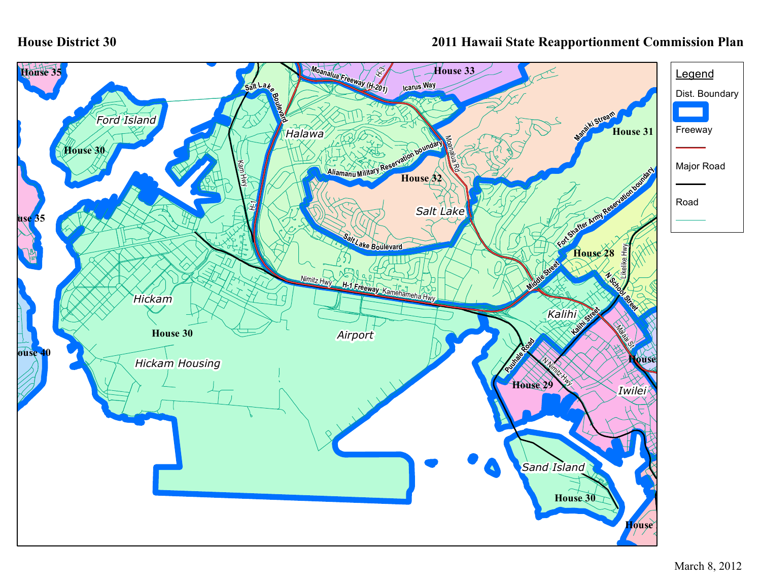# House District 30

## 2011 Hawaii State Reapportionment Commission Plan

**Legend**

- Dist. Boundary
- Freeway
- Major Road
- Road

House 35

Ford Island

House 30

House 33

Moanalua Freeway (H-201)

H-3

Icarus Way

Salt Lake Boulevard

Halawa

Manaiki Stream

House 31

Moanalua Rd

Kam Hwy

H-1

Aliamanu Military Reservation boundary

House 32

Salt Lake

House 35

Fort Shafter Army Reservation boundary

Salt Lake Boulevard

House 28

Likelike Hwy

Middle Street

N School Street

Nimitz Hwy

H-1 Freeway

Kamehameha Hwy

Hickam

Kalihi

Kalihi Street

Malaai St

House 30

Airport

House 40

Puuhale Road

Hickam Housing

N Nimitz Hwy

House 29

Iwilei

Sand Island

House 30

March 8, 2012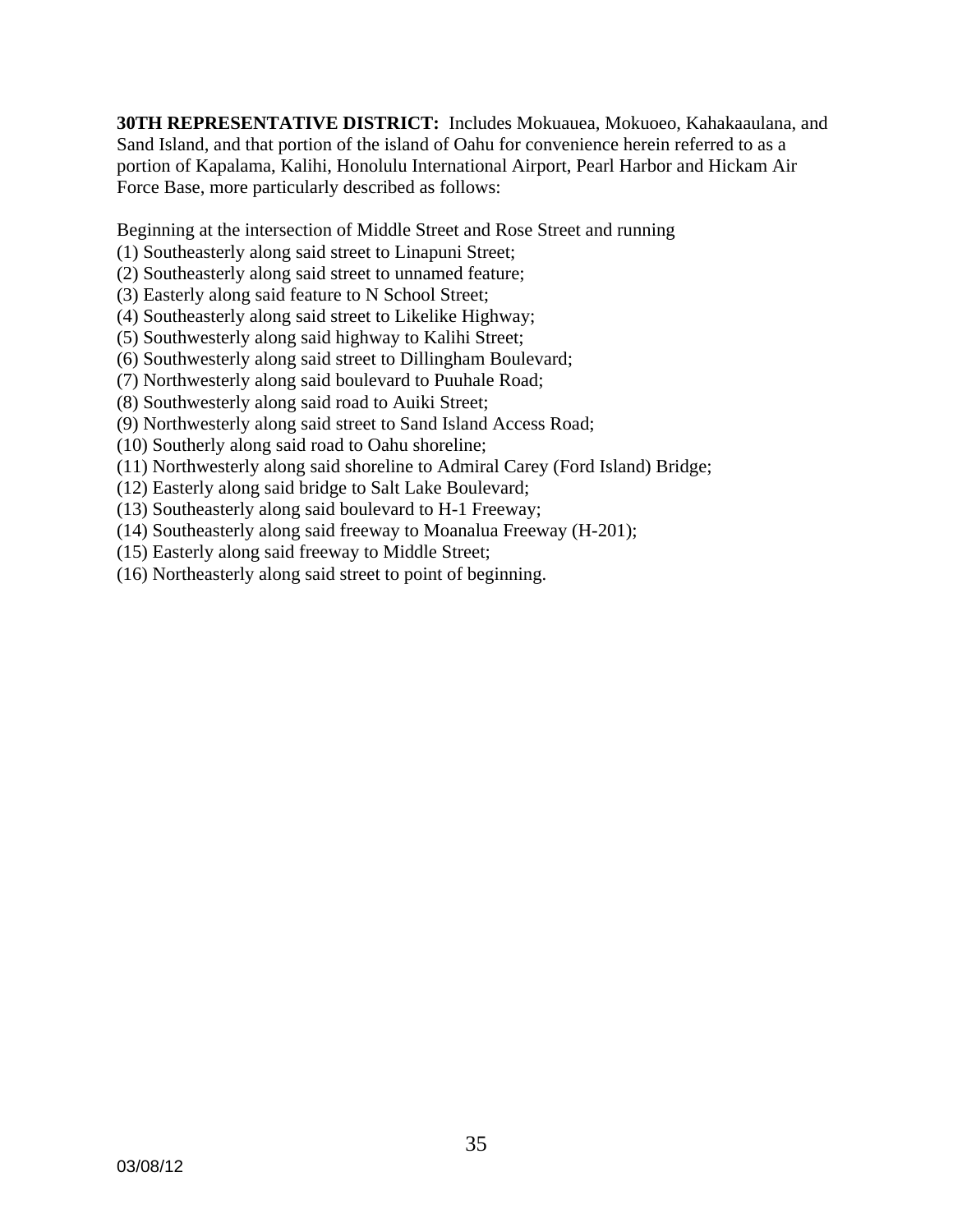**30TH REPRESENTATIVE DISTRICT:** Includes Mokuauea, Mokuoeo, Kahakaaulana, and Sand Island, and that portion of the island of Oahu for convenience herein referred to as a portion of Kapalama, Kalihi, Honolulu International Airport, Pearl Harbor and Hickam Air Force Base, more particularly described as follows:

Beginning at the intersection of Middle Street and Rose Street and running
(1) Southeasterly along said street to Linapuni Street;
(2) Southeasterly along said street to unnamed feature;
(3) Easterly along said feature to N School Street;
(4) Southeasterly along said street to Likelike Highway;
(5) Southwesterly along said highway to Kalihi Street;
(6) Southwesterly along said street to Dillingham Boulevard;
(7) Northwesterly along said boulevard to Puuhale Road;
(8) Southwesterly along said road to Auiki Street;
(9) Northwesterly along said street to Sand Island Access Road;
(10) Southerly along said road to Oahu shoreline;
(11) Northwesterly along said shoreline to Admiral Carey (Ford Island) Bridge;
(12) Easterly along said bridge to Salt Lake Boulevard;
(13) Southeasterly along said boulevard to H-1 Freeway;
(14) Southeasterly along said freeway to Moanalua Freeway (H-201);
(15) Easterly along said freeway to Middle Street;
(16) Northeasterly along said street to point of beginning.